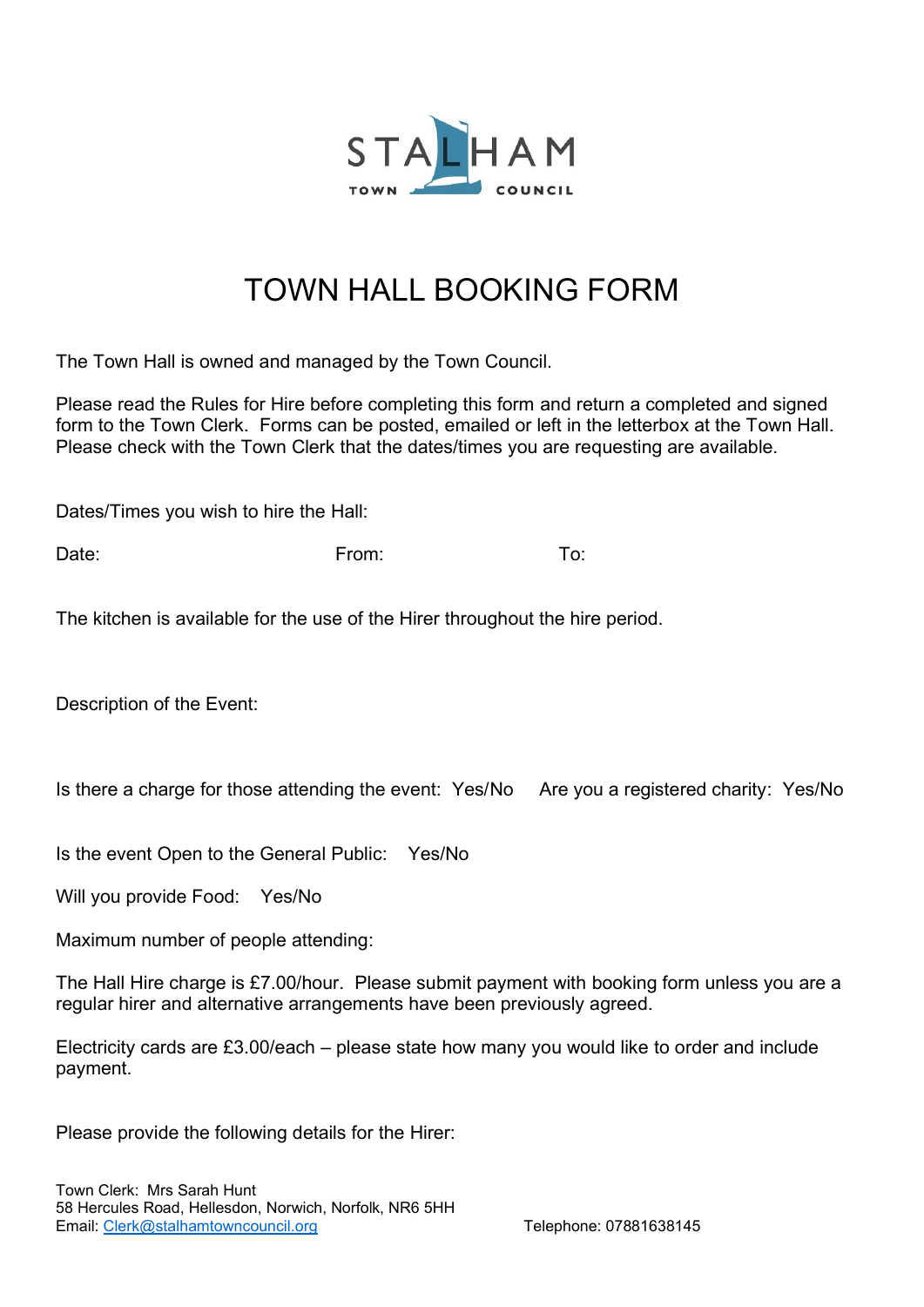STALHAM

TOWN COUNCIL

# TOWN HALL BOOKING FORM

The Town Hall is owned and managed by the Town Council.

Please read the Rules for Hire before completing this form and return a completed and signed form to the Town Clerk. Forms can be posted, emailed or left in the letterbox at the Town Hall. Please check with the Town Clerk that the dates/times you are requesting are available.

Dates/Times you wish to hire the Hall:

Date: From: To:

The kitchen is available for the use of the Hirer throughout the hire period.

Description of the Event:

Is there a charge for those attending the event: Yes/No Are you a registered charity: Yes/No

Is the event Open to the General Public: Yes/No

Will you provide Food: Yes/No

Maximum number of people attending:

The Hall Hire charge is £7.00/hour. Please submit payment with booking form unless you are a regular hirer and alternative arrangements have been previously agreed.

Electricity cards are £3.00/each – please state how many you would like to order and include payment.

Please provide the following details for the Hirer:

Town Clerk: Mrs Sarah Hunt
58 Hercules Road, Hellesdon, Norwich, Norfolk, NR6 5HH
Email: Clerk@stalhamtowncouncil.org Telephone: 07881638145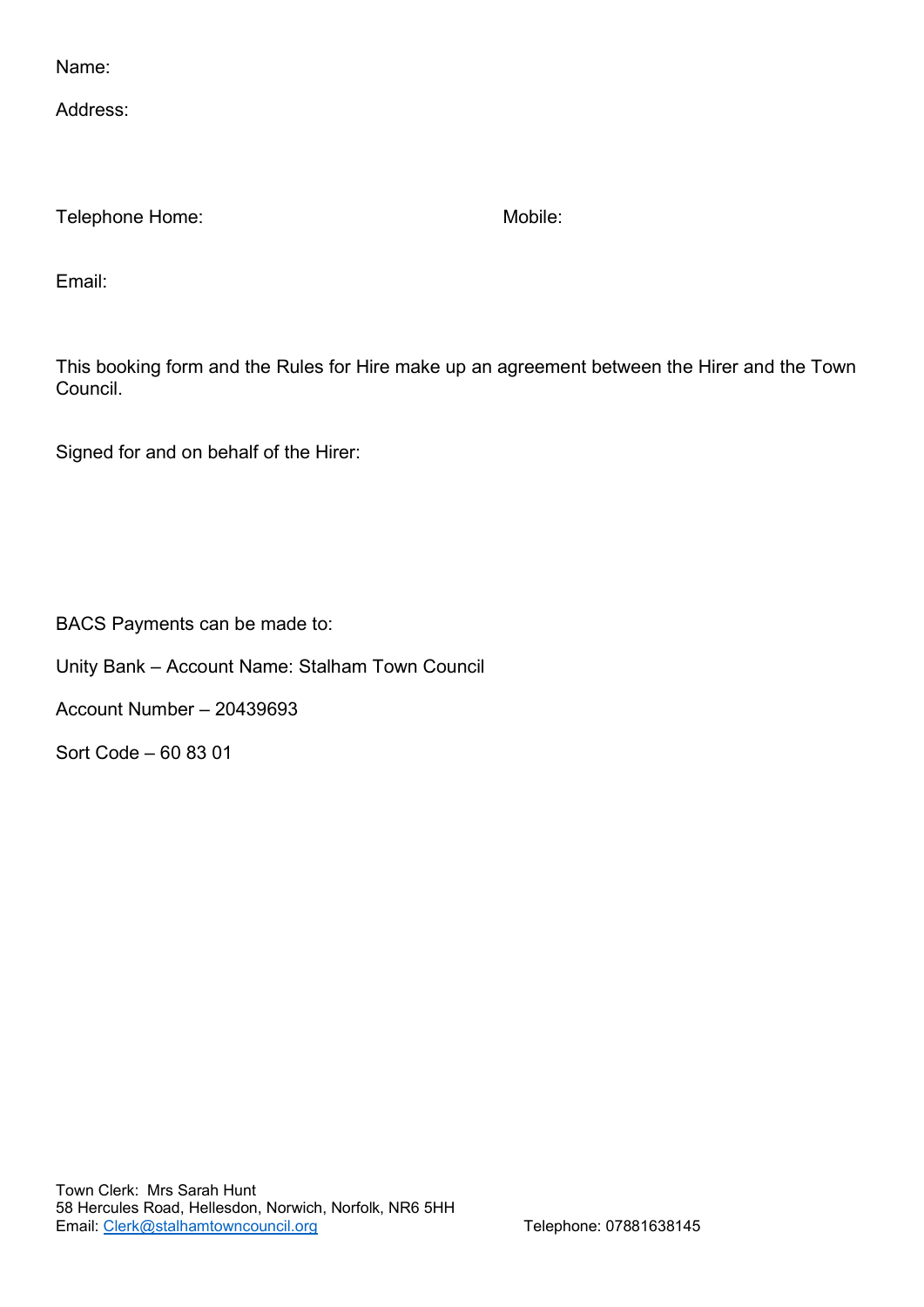Name:

Address:

Telephone Home: Mobile:

Email:

This booking form and the Rules for Hire make up an agreement between the Hirer and the Town Council.

Signed for and on behalf of the Hirer:

BACS Payments can be made to:

Unity Bank – Account Name: Stalham Town Council

Account Number – 20439693

Sort Code – 60 83 01

Town Clerk: Mrs Sarah Hunt
58 Hercules Road, Hellesdon, Norwich, Norfolk, NR6 5HH
Email: Clerk@stalhamtowncouncil.org Telephone: 07881638145